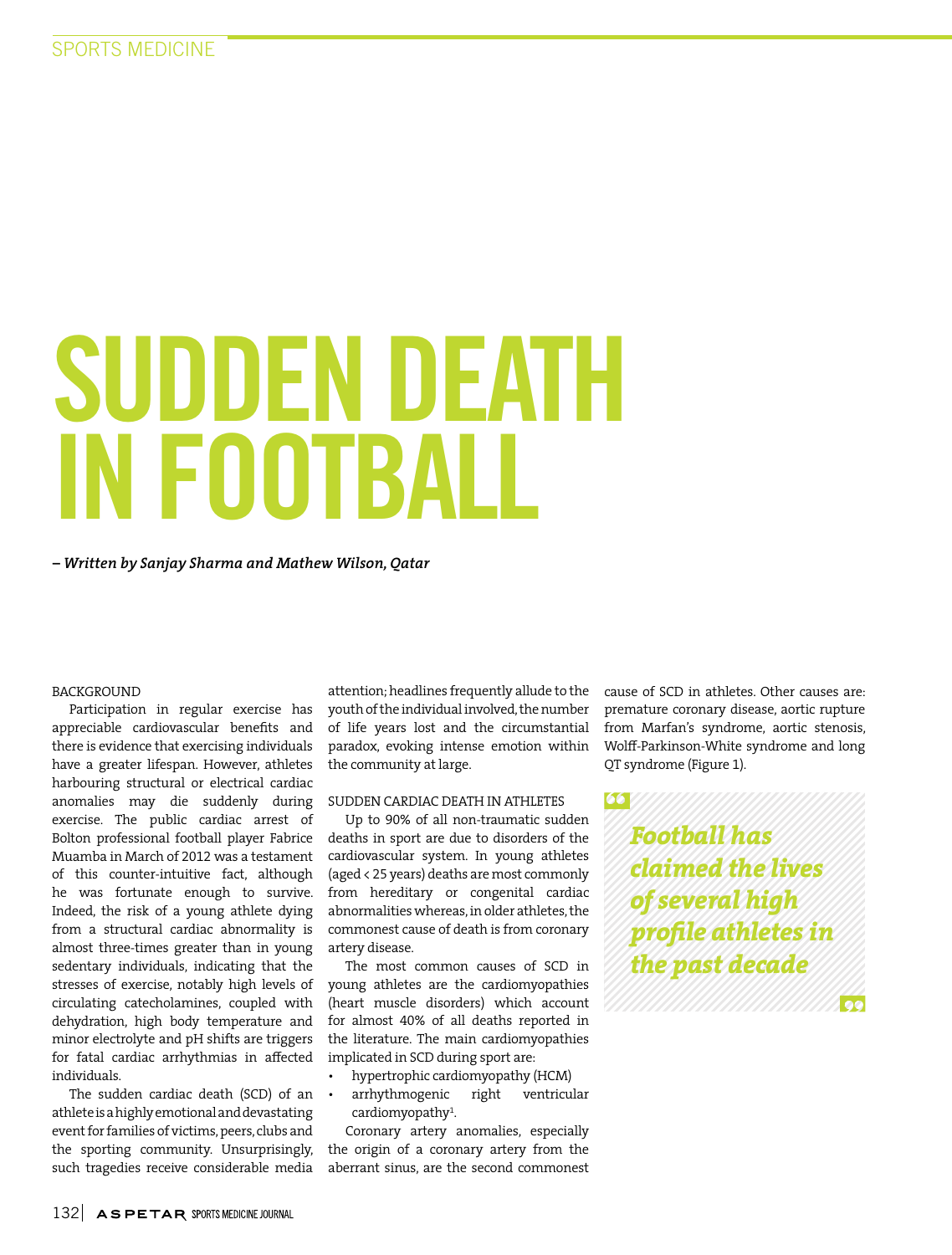# SUDDEN DEATH IN FOOTBALL

*– Written by Sanjay Sharma and Mathew Wilson, Qatar*

## BACKGROUND

Participation in regular exercise has appreciable cardiovascular benefits and there is evidence that exercising individuals have a greater lifespan. However, athletes harbouring structural or electrical cardiac anomalies may die suddenly during exercise. The public cardiac arrest of Bolton professional football player Fabrice Muamba in March of 2012 was a testament of this counter-intuitive fact, although he was fortunate enough to survive. Indeed, the risk of a young athlete dying from a structural cardiac abnormality is almost three-times greater than in young sedentary individuals, indicating that the stresses of exercise, notably high levels of circulating catecholamines, coupled with dehydration, high body temperature and minor electrolyte and pH shifts are triggers for fatal cardiac arrhythmias in affected individuals.

The sudden cardiac death (SCD) of an athlete is a highly emotional and devastating event for families of victims, peers, clubs and the sporting community. Unsurprisingly, such tragedies receive considerable media attention; headlines frequently allude to the youth of the individual involved, the number of life years lost and the circumstantial paradox, evoking intense emotion within the community at large.

## SUDDEN CARDIAC DEATH IN ATHLETES

Up to 90% of all non-traumatic sudden deaths in sport are due to disorders of the cardiovascular system. In young athletes (aged < 25 years) deaths are most commonly from hereditary or congenital cardiac abnormalities whereas, in older athletes, the commonest cause of death is from coronary artery disease.

The most common causes of SCD in young athletes are the cardiomyopathies (heart muscle disorders) which account for almost 40% of all deaths reported in the literature. The main cardiomyopathies implicated in SCD during sport are:

- hypertrophic cardiomyopathy (HCM)
- arrhythmogenic right ventricular cardiomyopathy[1].

Coronary artery anomalies, especially the origin of a coronary artery from the aberrant sinus, are the second commonest cause of SCD in athletes. Other causes are: premature coronary disease, aortic rupture from Marfan's syndrome, aortic stenosis, Wolff-Parkinson-White syndrome and long QT syndrome (Figure 1).

> ***Football has claimed the lives of several high profile athletes in the past decade***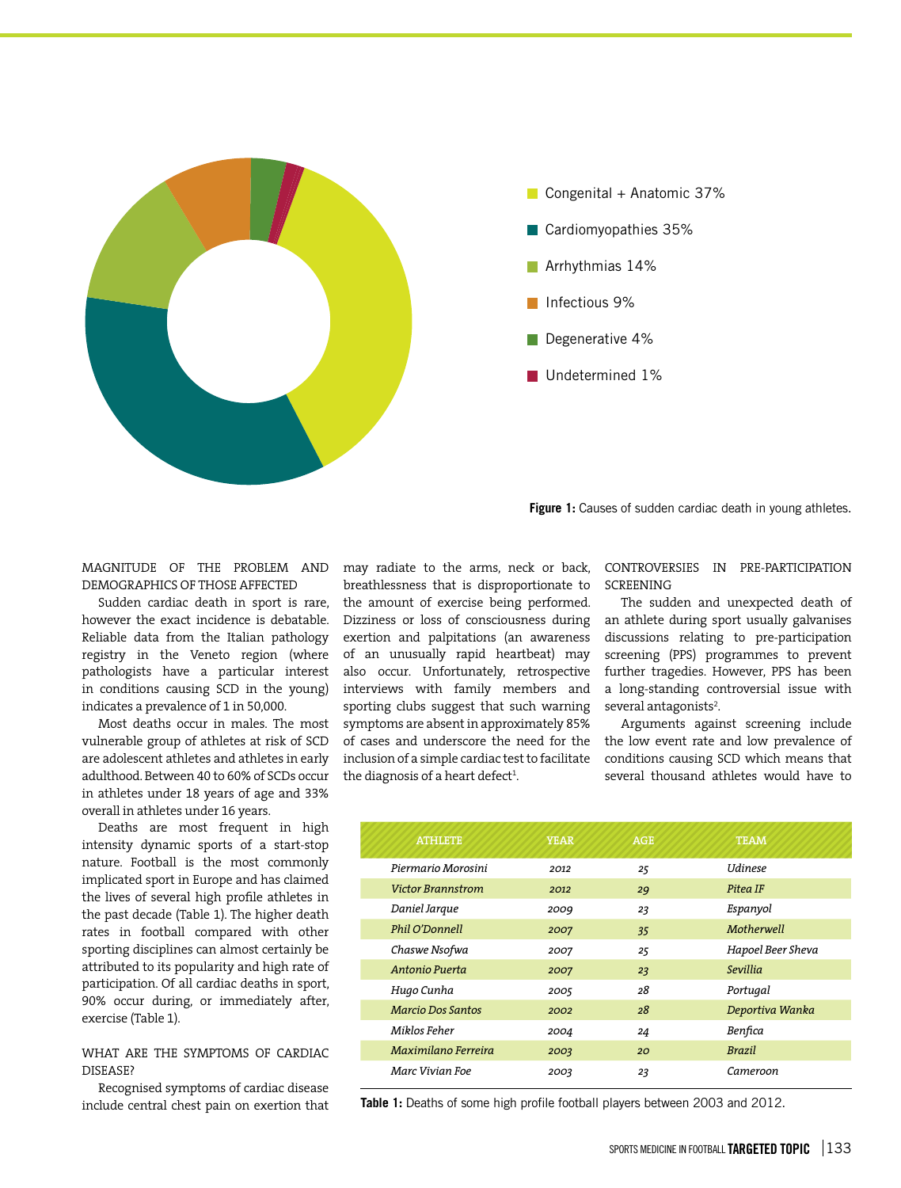Congenital + Anatomic 37%

Cardiomyopathies 35%

Arrhythmias 14%

Infectious 9%

Degenerative 4%

Undetermined 1%

**Figure 1:** Causes of sudden cardiac death in young athletes.

## MAGNITUDE OF THE PROBLEM AND DEMOGRAPHICS OF THOSE AFFECTED

Sudden cardiac death in sport is rare, however the exact incidence is debatable. Reliable data from the Italian pathology registry in the Veneto region (where pathologists have a particular interest in conditions causing SCD in the young) indicates a prevalence of 1 in 50,000.

Most deaths occur in males. The most vulnerable group of athletes at risk of SCD are adolescent athletes and athletes in early adulthood. Between 40 to 60% of SCDs occur in athletes under 18 years of age and 33% overall in athletes under 16 years.

Deaths are most frequent in high intensity dynamic sports of a start-stop nature. Football is the most commonly implicated sport in Europe and has claimed the lives of several high profile athletes in the past decade (Table 1). The higher death rates in football compared with other sporting disciplines can almost certainly be attributed to its popularity and high rate of participation. Of all cardiac deaths in sport, 90% occur during, or immediately after, exercise (Table 1).

## WHAT ARE THE SYMPTOMS OF CARDIAC DISEASE?

Recognised symptoms of cardiac disease include central chest pain on exertion that may radiate to the arms, neck or back, breathlessness that is disproportionate to the amount of exercise being performed. Dizziness or loss of consciousness during exertion and palpitations (an awareness of an unusually rapid heartbeat) may also occur. Unfortunately, retrospective interviews with family members and sporting clubs suggest that such warning symptoms are absent in approximately 85% of cases and underscore the need for the inclusion of a simple cardiac test to facilitate the diagnosis of a heart defect[1].

## CONTROVERSIES IN PRE-PARTICIPATION SCREENING

The sudden and unexpected death of an athlete during sport usually galvanises discussions relating to pre-participation screening (PPS) programmes to prevent further tragedies. However, PPS has been a long-standing controversial issue with several antagonists[2].

Arguments against screening include the low event rate and low prevalence of conditions causing SCD which means that several thousand athletes would have to

| ATHLETE | YEAR | AGE | TEAM |
|---|---|---|---|
| *Piermario Morosini* | *2012* | *25* | *Udinese* |
| *Victor Brannstrom* | *2012* | *29* | *Pitea IF* |
| *Daniel Jarque* | *2009* | *23* | *Espanyol* |
| *Phil O'Donnell* | *2007* | *35* | *Motherwell* |
| *Chaswe Nsofwa* | *2007* | *25* | *Hapoel Beer Sheva* |
| *Antonio Puerta* | *2007* | *23* | *Sevillia* |
| *Hugo Cunha* | *2005* | *28* | *Portugal* |
| *Marcio Dos Santos* | *2002* | *28* | *Deportiva Wanka* |
| *Miklos Feher* | *2004* | *24* | *Benfica* |
| *Maximilano Ferreira* | *2003* | *20* | *Brazil* |
| *Marc Vivian Foe* | *2003* | *23* | *Cameroon* |

**Table 1:** Deaths of some high profile football players between 2003 and 2012.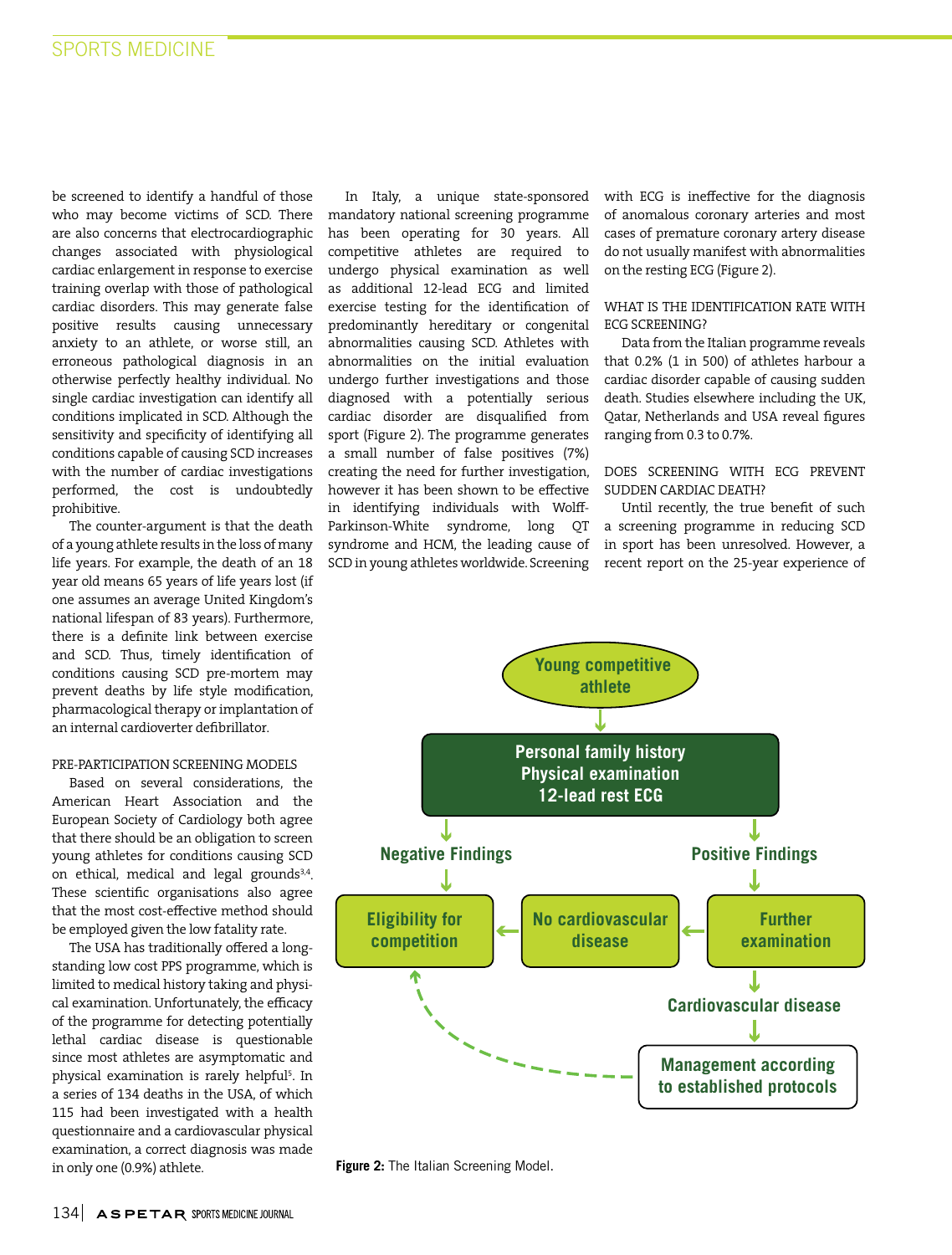be screened to identify a handful of those who may become victims of SCD. There are also concerns that electrocardiographic changes associated with physiological cardiac enlargement in response to exercise training overlap with those of pathological cardiac disorders. This may generate false positive results causing unnecessary anxiety to an athlete, or worse still, an erroneous pathological diagnosis in an otherwise perfectly healthy individual. No single cardiac investigation can identify all conditions implicated in SCD. Although the sensitivity and specificity of identifying all conditions capable of causing SCD increases with the number of cardiac investigations performed, the cost is undoubtedly prohibitive.

The counter-argument is that the death of a young athlete results in the loss of many life years. For example, the death of an 18 year old means 65 years of life years lost (if one assumes an average United Kingdom's national lifespan of 83 years). Furthermore, there is a definite link between exercise and SCD. Thus, timely identification of conditions causing SCD pre-mortem may prevent deaths by life style modification, pharmacological therapy or implantation of an internal cardioverter defibrillator.

## PRE-PARTICIPATION SCREENING MODELS

Based on several considerations, the American Heart Association and the European Society of Cardiology both agree that there should be an obligation to screen young athletes for conditions causing SCD on ethical, medical and legal grounds[3,4]. These scientific organisations also agree that the most cost-effective method should be employed given the low fatality rate.

The USA has traditionally offered a long-standing low cost PPS programme, which is limited to medical history taking and physical examination. Unfortunately, the efficacy of the programme for detecting potentially lethal cardiac disease is questionable since most athletes are asymptomatic and physical examination is rarely helpful[5]. In a series of 134 deaths in the USA, of which 115 had been investigated with a health questionnaire and a cardiovascular physical examination, a correct diagnosis was made in only one (0.9%) athlete.

In Italy, a unique state-sponsored mandatory national screening programme has been operating for 30 years. All competitive athletes are required to undergo physical examination as well as additional 12-lead ECG and limited exercise testing for the identification of predominantly hereditary or congenital abnormalities causing SCD. Athletes with abnormalities on the initial evaluation undergo further investigations and those diagnosed with a potentially serious cardiac disorder are disqualified from sport (Figure 2). The programme generates a small number of false positives (7%) creating the need for further investigation, however it has been shown to be effective in identifying individuals with Wolff-Parkinson-White syndrome, long QT syndrome and HCM, the leading cause of SCD in young athletes worldwide. Screening with ECG is ineffective for the diagnosis of anomalous coronary arteries and most cases of premature coronary artery disease do not usually manifest with abnormalities on the resting ECG (Figure 2).

## WHAT IS THE IDENTIFICATION RATE WITH ECG SCREENING?

Data from the Italian programme reveals that 0.2% (1 in 500) of athletes harbour a cardiac disorder capable of causing sudden death. Studies elsewhere including the UK, Qatar, Netherlands and USA reveal figures ranging from 0.3 to 0.7%.

## DOES SCREENING WITH ECG PREVENT SUDDEN CARDIAC DEATH?

Until recently, the true benefit of such a screening programme in reducing SCD in sport has been unresolved. However, a recent report on the 25-year experience of

Young competitive athlete → Personal family history / Physical examination / 12-lead rest ECG

- Negative Findings → Eligibility for competition
- Positive Findings → Further examination
  - No cardiovascular disease → Eligibility for competition
  - Cardiovascular disease → Management according to established protocols → (Eligibility for competition)

**Figure 2:** The Italian Screening Model.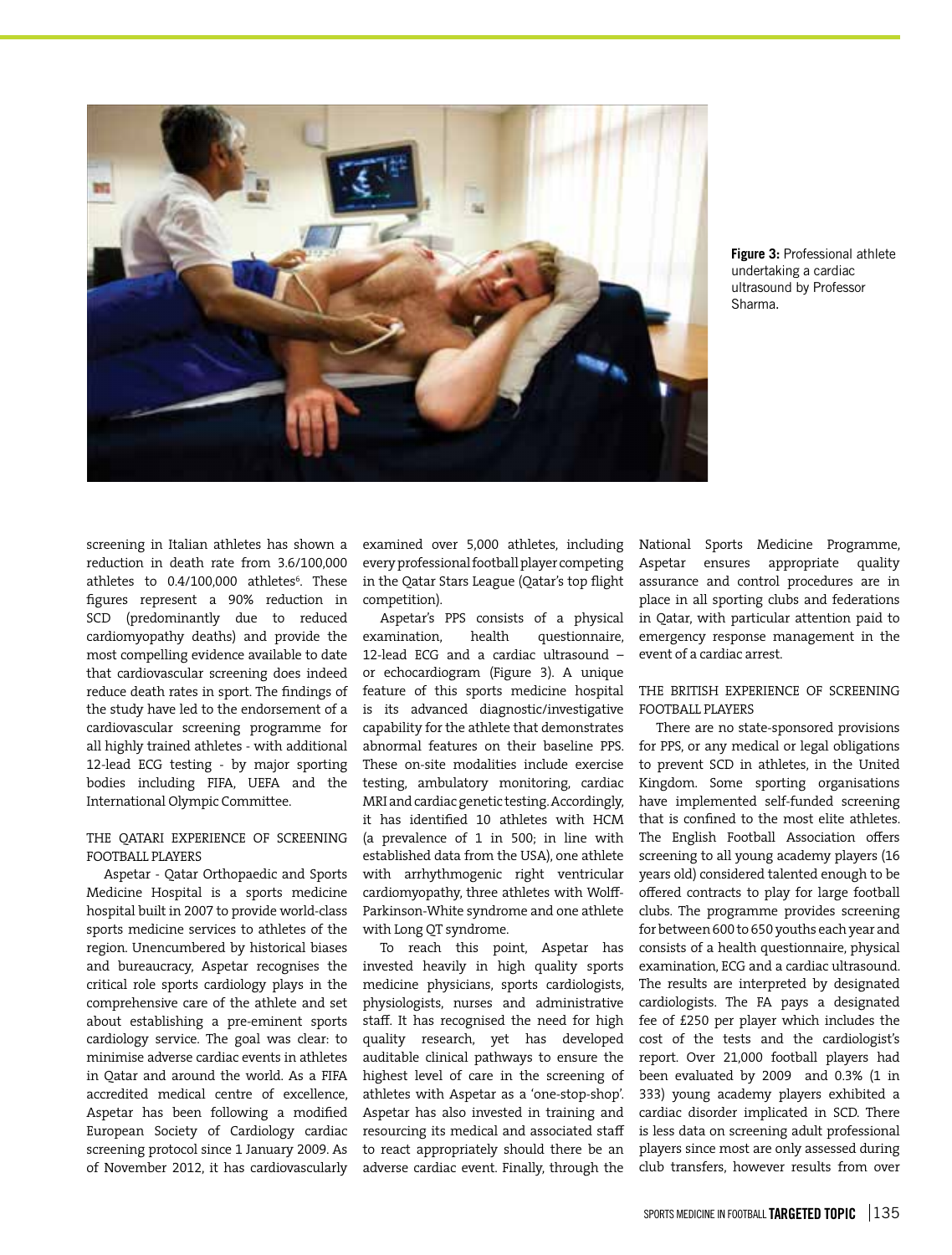**Figure 3:** Professional athlete undertaking a cardiac ultrasound by Professor Sharma.

screening in Italian athletes has shown a reduction in death rate from 3.6/100,000 athletes to 0.4/100,000 athletes[6]. These figures represent a 90% reduction in SCD (predominantly due to reduced cardiomyopathy deaths) and provide the most compelling evidence available to date that cardiovascular screening does indeed reduce death rates in sport. The findings of the study have led to the endorsement of a cardiovascular screening programme for all highly trained athletes - with additional 12-lead ECG testing - by major sporting bodies including FIFA, UEFA and the International Olympic Committee.

## THE QATARI EXPERIENCE OF SCREENING FOOTBALL PLAYERS

Aspetar - Qatar Orthopaedic and Sports Medicine Hospital is a sports medicine hospital built in 2007 to provide world-class sports medicine services to athletes of the region. Unencumbered by historical biases and bureaucracy, Aspetar recognises the critical role sports cardiology plays in the comprehensive care of the athlete and set about establishing a pre-eminent sports cardiology service. The goal was clear: to minimise adverse cardiac events in athletes in Qatar and around the world. As a FIFA accredited medical centre of excellence, Aspetar has been following a modified European Society of Cardiology cardiac screening protocol since 1 January 2009. As of November 2012, it has cardiovascularly examined over 5,000 athletes, including every professional football player competing in the Qatar Stars League (Qatar's top flight competition).

Aspetar's PPS consists of a physical examination, health questionnaire, 12-lead ECG and a cardiac ultrasound – or echocardiogram (Figure 3). A unique feature of this sports medicine hospital is its advanced diagnostic/investigative capability for the athlete that demonstrates abnormal features on their baseline PPS. These on-site modalities include exercise testing, ambulatory monitoring, cardiac MRI and cardiac genetic testing. Accordingly, it has identified 10 athletes with HCM (a prevalence of 1 in 500; in line with established data from the USA), one athlete with arrhythmogenic right ventricular cardiomyopathy, three athletes with Wolff-Parkinson-White syndrome and one athlete with Long QT syndrome.

To reach this point, Aspetar has invested heavily in high quality sports medicine physicians, sports cardiologists, physiologists, nurses and administrative staff. It has recognised the need for high quality research, yet has developed auditable clinical pathways to ensure the highest level of care in the screening of athletes with Aspetar as a 'one-stop-shop'. Aspetar has also invested in training and resourcing its medical and associated staff to react appropriately should there be an adverse cardiac event. Finally, through the National Sports Medicine Programme, Aspetar ensures appropriate quality assurance and control procedures are in place in all sporting clubs and federations in Qatar, with particular attention paid to emergency response management in the event of a cardiac arrest.

## THE BRITISH EXPERIENCE OF SCREENING FOOTBALL PLAYERS

There are no state-sponsored provisions for PPS, or any medical or legal obligations to prevent SCD in athletes, in the United Kingdom. Some sporting organisations have implemented self-funded screening that is confined to the most elite athletes. The English Football Association offers screening to all young academy players (16 years old) considered talented enough to be offered contracts to play for large football clubs. The programme provides screening for between 600 to 650 youths each year and consists of a health questionnaire, physical examination, ECG and a cardiac ultrasound. The results are interpreted by designated cardiologists. The FA pays a designated fee of £250 per player which includes the cost of the tests and the cardiologist's report. Over 21,000 football players had been evaluated by 2009 and 0.3% (1 in 333) young academy players exhibited a cardiac disorder implicated in SCD. There is less data on screening adult professional players since most are only assessed during club transfers, however results from over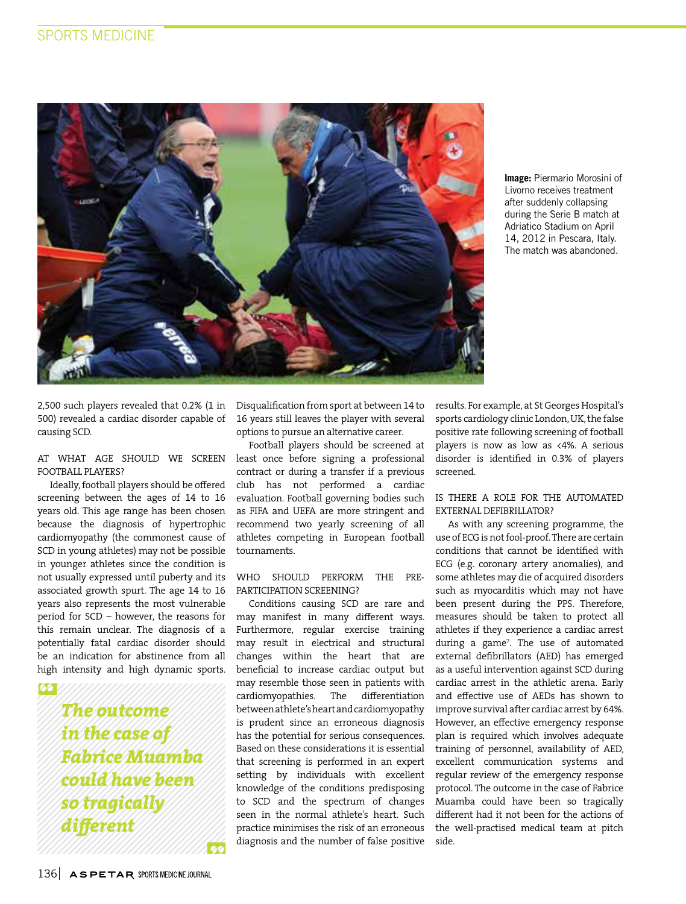**Image:** Piermario Morosini of Livorno receives treatment after suddenly collapsing during the Serie B match at Adriatico Stadium on April 14, 2012 in Pescara, Italy. The match was abandoned.

2,500 such players revealed that 0.2% (1 in 500) revealed a cardiac disorder capable of causing SCD.

## AT WHAT AGE SHOULD WE SCREEN FOOTBALL PLAYERS?

Ideally, football players should be offered screening between the ages of 14 to 16 years old. This age range has been chosen because the diagnosis of hypertrophic cardiomyopathy (the commonest cause of SCD in young athletes) may not be possible in younger athletes since the condition is not usually expressed until puberty and its associated growth spurt. The age 14 to 16 years also represents the most vulnerable period for SCD – however, the reasons for this remain unclear. The diagnosis of a potentially fatal cardiac disorder should be an indication for abstinence from all high intensity and high dynamic sports. Disqualification from sport at between 14 to 16 years still leaves the player with several options to pursue an alternative career.

> *The outcome in the case of Fabrice Muamba could have been so tragically different*

Football players should be screened at least once before signing a professional contract or during a transfer if a previous club has not performed a cardiac evaluation. Football governing bodies such as FIFA and UEFA are more stringent and recommend two yearly screening of all athletes competing in European football tournaments.

## WHO SHOULD PERFORM THE PRE-PARTICIPATION SCREENING?

Conditions causing SCD are rare and may manifest in many different ways. Furthermore, regular exercise training may result in electrical and structural changes within the heart that are beneficial to increase cardiac output but may resemble those seen in patients with cardiomyopathies. The differentiation between athlete's heart and cardiomyopathy is prudent since an erroneous diagnosis has the potential for serious consequences. Based on these considerations it is essential that screening is performed in an expert setting by individuals with excellent knowledge of the conditions predisposing to SCD and the spectrum of changes seen in the normal athlete's heart. Such practice minimises the risk of an erroneous diagnosis and the number of false positive results. For example, at St Georges Hospital's sports cardiology clinic London, UK, the false positive rate following screening of football players is now as low as <4%. A serious disorder is identified in 0.3% of players screened.

## IS THERE A ROLE FOR THE AUTOMATED EXTERNAL DEFIBRILLATOR?

As with any screening programme, the use of ECG is not fool-proof. There are certain conditions that cannot be identified with ECG (e.g. coronary artery anomalies), and some athletes may die of acquired disorders such as myocarditis which may not have been present during the PPS. Therefore, measures should be taken to protect all athletes if they experience a cardiac arrest during a game[7]. The use of automated external defibrillators (AED) has emerged as a useful intervention against SCD during cardiac arrest in the athletic arena. Early and effective use of AEDs has shown to improve survival after cardiac arrest by 64%. However, an effective emergency response plan is required which involves adequate training of personnel, availability of AED, excellent communication systems and regular review of the emergency response protocol. The outcome in the case of Fabrice Muamba could have been so tragically different had it not been for the actions of the well-practised medical team at pitch side.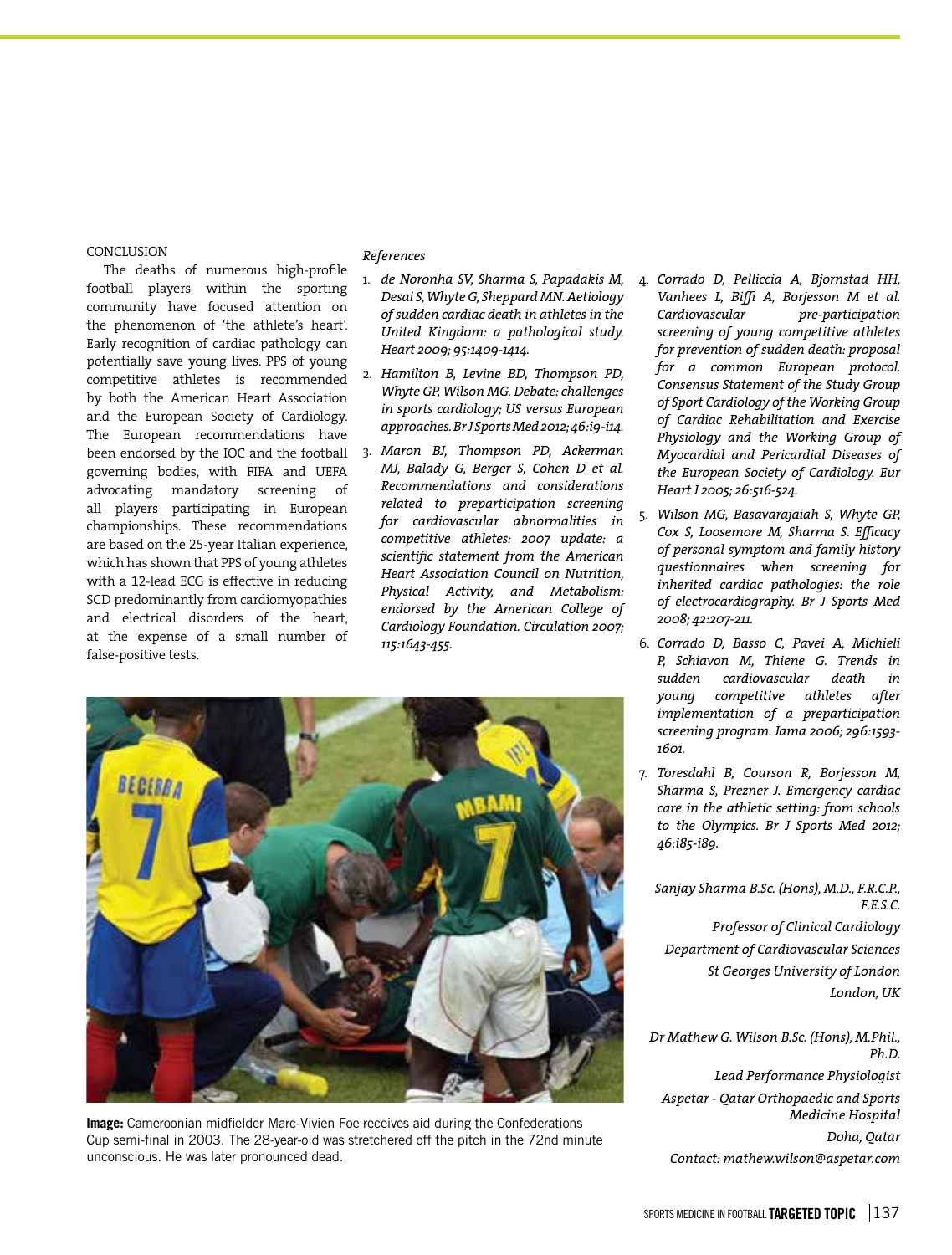## CONCLUSION

The deaths of numerous high-profile football players within the sporting community have focused attention on the phenomenon of 'the athlete's heart'. Early recognition of cardiac pathology can potentially save young lives. PPS of young competitive athletes is recommended by both the American Heart Association and the European Society of Cardiology. The European recommendations have been endorsed by the IOC and the football governing bodies, with FIFA and UEFA advocating mandatory screening of all players participating in European championships. These recommendations are based on the 25-year Italian experience, which has shown that PPS of young athletes with a 12-lead ECG is effective in reducing SCD predominantly from cardiomyopathies and electrical disorders of the heart, at the expense of a small number of false-positive tests.

*References*

1. *de Noronha SV, Sharma S, Papadakis M, Desai S, Whyte G, Sheppard MN. Aetiology of sudden cardiac death in athletes in the United Kingdom: a pathological study. Heart 2009; 95:1409-1414.*
2. *Hamilton B, Levine BD, Thompson PD, Whyte GP, Wilson MG. Debate: challenges in sports cardiology; US versus European approaches. Br J Sports Med 2012; 46:i9-i14.*
3. *Maron BJ, Thompson PD, Ackerman MJ, Balady G, Berger S, Cohen D et al. Recommendations and considerations related to preparticipation screening for cardiovascular abnormalities in competitive athletes: 2007 update: a scientific statement from the American Heart Association Council on Nutrition, Physical Activity, and Metabolism: endorsed by the American College of Cardiology Foundation. Circulation 2007; 115:1643-455.*
4. *Corrado D, Pelliccia A, Bjornstad HH, Vanhees L, Biffi A, Borjesson M et al. Cardiovascular pre-participation screening of young competitive athletes for prevention of sudden death: proposal for a common European protocol. Consensus Statement of the Study Group of Sport Cardiology of the Working Group of Cardiac Rehabilitation and Exercise Physiology and the Working Group of Myocardial and Pericardial Diseases of the European Society of Cardiology. Eur Heart J 2005; 26:516-524.*
5. *Wilson MG, Basavarajaiah S, Whyte GP, Cox S, Loosemore M, Sharma S. Efficacy of personal symptom and family history questionnaires when screening for inherited cardiac pathologies: the role of electrocardiography. Br J Sports Med 2008; 42:207-211.*
6. *Corrado D, Basso C, Pavei A, Michieli P, Schiavon M, Thiene G. Trends in sudden cardiovascular death in young competitive athletes after implementation of a preparticipation screening program. Jama 2006; 296:1593-1601.*
7. *Toresdahl B, Courson R, Borjesson M, Sharma S, Prezner J. Emergency cardiac care in the athletic setting: from schools to the Olympics. Br J Sports Med 2012; 46:i85-i89.*

**Image:** Cameroonian midfielder Marc-Vivien Foe receives aid during the Confederations Cup semi-final in 2003. The 28-year-old was stretchered off the pitch in the 72nd minute unconscious. He was later pronounced dead.

*Sanjay Sharma B.Sc. (Hons), M.D., F.R.C.P., F.E.S.C.*
*Professor of Clinical Cardiology*
*Department of Cardiovascular Sciences*
*St Georges University of London*
*London, UK*

*Dr Mathew G. Wilson B.Sc. (Hons), M.Phil., Ph.D.*
*Lead Performance Physiologist*
*Aspetar - Qatar Orthopaedic and Sports Medicine Hospital*
*Doha, Qatar*
*Contact: mathew.wilson@aspetar.com*